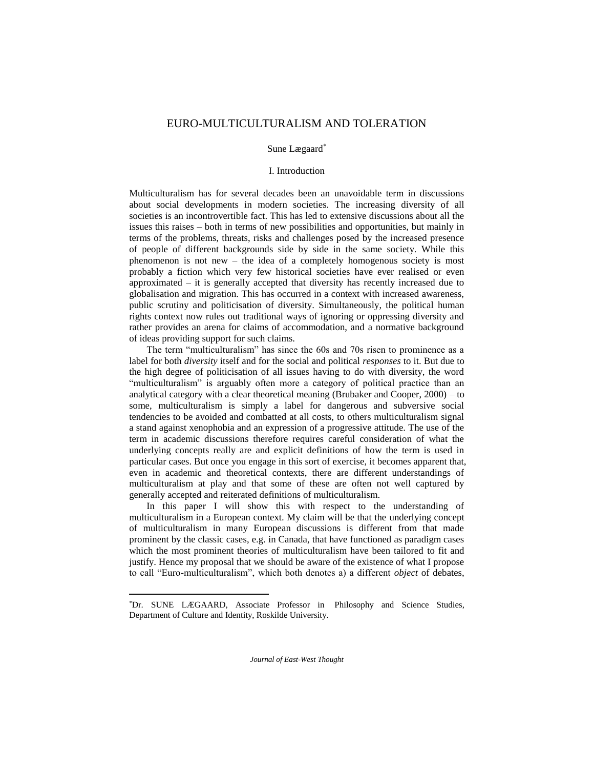# EURO-MULTICULTURALISM AND TOLERATION

Sune Lægaard*

## I. Introduction

Multiculturalism has for several decades been an unavoidable term in discussions about social developments in modern societies. The increasing diversity of all societies is an incontrovertible fact. This has led to extensive discussions about all the issues this raises – both in terms of new possibilities and opportunities, but mainly in terms of the problems, threats, risks and challenges posed by the increased presence of people of different backgrounds side by side in the same society. While this phenomenon is not new – the idea of a completely homogenous society is most probably a fiction which very few historical societies have ever realised or even approximated – it is generally accepted that diversity has recently increased due to globalisation and migration. This has occurred in a context with increased awareness, public scrutiny and politicisation of diversity. Simultaneously, the political human rights context now rules out traditional ways of ignoring or oppressing diversity and rather provides an arena for claims of accommodation, and a normative background of ideas providing support for such claims.

The term "multiculturalism" has since the 60s and 70s risen to prominence as a label for both *diversity* itself and for the social and political *responses* to it. But due to the high degree of politicisation of all issues having to do with diversity, the word "multiculturalism" is arguably often more a category of political practice than an analytical category with a clear theoretical meaning (Brubaker and Cooper, 2000) – to some, multiculturalism is simply a label for dangerous and subversive social tendencies to be avoided and combatted at all costs, to others multiculturalism signal a stand against xenophobia and an expression of a progressive attitude. The use of the term in academic discussions therefore requires careful consideration of what the underlying concepts really are and explicit definitions of how the term is used in particular cases. But once you engage in this sort of exercise, it becomes apparent that, even in academic and theoretical contexts, there are different understandings of multiculturalism at play and that some of these are often not well captured by generally accepted and reiterated definitions of multiculturalism.

In this paper I will show this with respect to the understanding of multiculturalism in a European context. My claim will be that the underlying concept of multiculturalism in many European discussions is different from that made prominent by the classic cases, e.g. in Canada, that have functioned as paradigm cases which the most prominent theories of multiculturalism have been tailored to fit and justify. Hence my proposal that we should be aware of the existence of what I propose to call "Euro-multiculturalism", which both denotes a) a different *object* of debates,

---

*Dr. SUNE LÆGAARD, Associate Professor in Philosophy and Science Studies, Department of Culture and Identity, Roskilde University.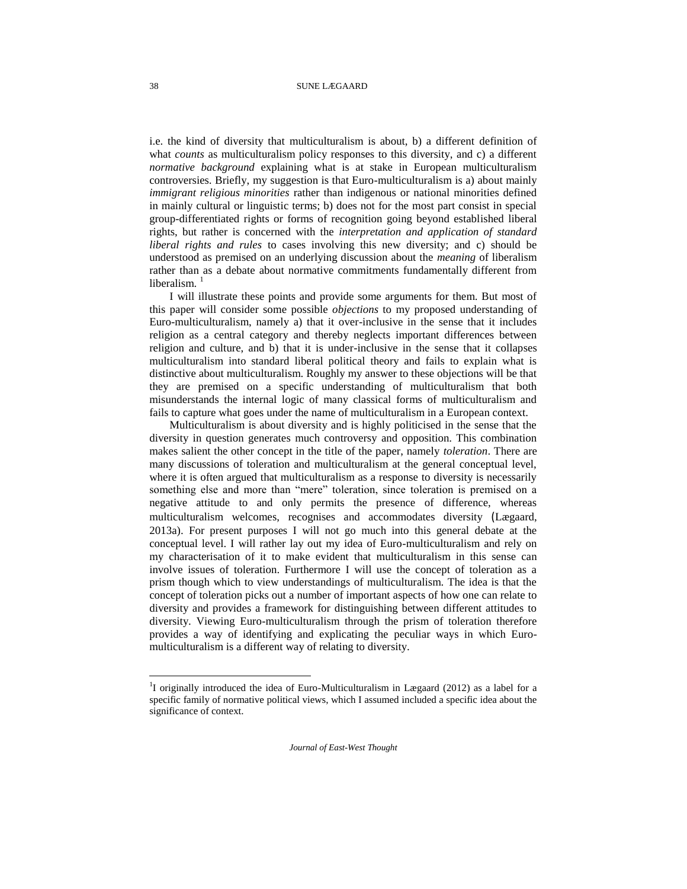i.e. the kind of diversity that multiculturalism is about, b) a different definition of what *counts* as multiculturalism policy responses to this diversity, and c) a different *normative background* explaining what is at stake in European multiculturalism controversies. Briefly, my suggestion is that Euro-multiculturalism is a) about mainly *immigrant religious minorities* rather than indigenous or national minorities defined in mainly cultural or linguistic terms; b) does not for the most part consist in special group-differentiated rights or forms of recognition going beyond established liberal rights, but rather is concerned with the *interpretation and application of standard liberal rights and rules* to cases involving this new diversity; and c) should be understood as premised on an underlying discussion about the *meaning* of liberalism rather than as a debate about normative commitments fundamentally different from liberalism. [1]

I will illustrate these points and provide some arguments for them. But most of this paper will consider some possible *objections* to my proposed understanding of Euro-multiculturalism, namely a) that it over-inclusive in the sense that it includes religion as a central category and thereby neglects important differences between religion and culture, and b) that it is under-inclusive in the sense that it collapses multiculturalism into standard liberal political theory and fails to explain what is distinctive about multiculturalism. Roughly my answer to these objections will be that they are premised on a specific understanding of multiculturalism that both misunderstands the internal logic of many classical forms of multiculturalism and fails to capture what goes under the name of multiculturalism in a European context.

Multiculturalism is about diversity and is highly politicised in the sense that the diversity in question generates much controversy and opposition. This combination makes salient the other concept in the title of the paper, namely *toleration*. There are many discussions of toleration and multiculturalism at the general conceptual level, where it is often argued that multiculturalism as a response to diversity is necessarily something else and more than "mere" toleration, since toleration is premised on a negative attitude to and only permits the presence of difference, whereas multiculturalism welcomes, recognises and accommodates diversity (Lægaard, 2013a). For present purposes I will not go much into this general debate at the conceptual level. I will rather lay out my idea of Euro-multiculturalism and rely on my characterisation of it to make evident that multiculturalism in this sense can involve issues of toleration. Furthermore I will use the concept of toleration as a prism though which to view understandings of multiculturalism. The idea is that the concept of toleration picks out a number of important aspects of how one can relate to diversity and provides a framework for distinguishing between different attitudes to diversity. Viewing Euro-multiculturalism through the prism of toleration therefore provides a way of identifying and explicating the peculiar ways in which Euro-multiculturalism is a different way of relating to diversity.

---

[1] I originally introduced the idea of Euro-Multiculturalism in Lægaard (2012) as a label for a specific family of normative political views, which I assumed included a specific idea about the significance of context.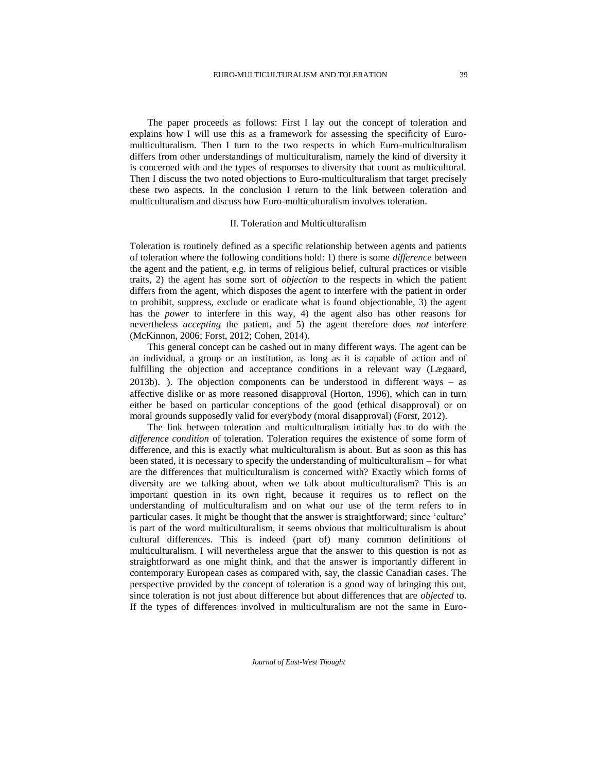The paper proceeds as follows: First I lay out the concept of toleration and explains how I will use this as a framework for assessing the specificity of Euro-multiculturalism. Then I turn to the two respects in which Euro-multiculturalism differs from other understandings of multiculturalism, namely the kind of diversity it is concerned with and the types of responses to diversity that count as multicultural. Then I discuss the two noted objections to Euro-multiculturalism that target precisely these two aspects. In the conclusion I return to the link between toleration and multiculturalism and discuss how Euro-multiculturalism involves toleration.

## II. Toleration and Multiculturalism

Toleration is routinely defined as a specific relationship between agents and patients of toleration where the following conditions hold: 1) there is some *difference* between the agent and the patient, e.g. in terms of religious belief, cultural practices or visible traits, 2) the agent has some sort of *objection* to the respects in which the patient differs from the agent, which disposes the agent to interfere with the patient in order to prohibit, suppress, exclude or eradicate what is found objectionable, 3) the agent has the *power* to interfere in this way, 4) the agent also has other reasons for nevertheless *accepting* the patient, and 5) the agent therefore does *not* interfere (McKinnon, 2006; Forst, 2012; Cohen, 2014).

This general concept can be cashed out in many different ways. The agent can be an individual, a group or an institution, as long as it is capable of action and of fulfilling the objection and acceptance conditions in a relevant way (Lægaard, 2013b). ). The objection components can be understood in different ways – as affective dislike or as more reasoned disapproval (Horton, 1996), which can in turn either be based on particular conceptions of the good (ethical disapproval) or on moral grounds supposedly valid for everybody (moral disapproval) (Forst, 2012).

The link between toleration and multiculturalism initially has to do with the *difference condition* of toleration. Toleration requires the existence of some form of difference, and this is exactly what multiculturalism is about. But as soon as this has been stated, it is necessary to specify the understanding of multiculturalism – for what are the differences that multiculturalism is concerned with? Exactly which forms of diversity are we talking about, when we talk about multiculturalism? This is an important question in its own right, because it requires us to reflect on the understanding of multiculturalism and on what our use of the term refers to in particular cases. It might be thought that the answer is straightforward; since 'culture' is part of the word multiculturalism, it seems obvious that multiculturalism is about cultural differences. This is indeed (part of) many common definitions of multiculturalism. I will nevertheless argue that the answer to this question is not as straightforward as one might think, and that the answer is importantly different in contemporary European cases as compared with, say, the classic Canadian cases. The perspective provided by the concept of toleration is a good way of bringing this out, since toleration is not just about difference but about differences that are *objected* to. If the types of differences involved in multiculturalism are not the same in Euro-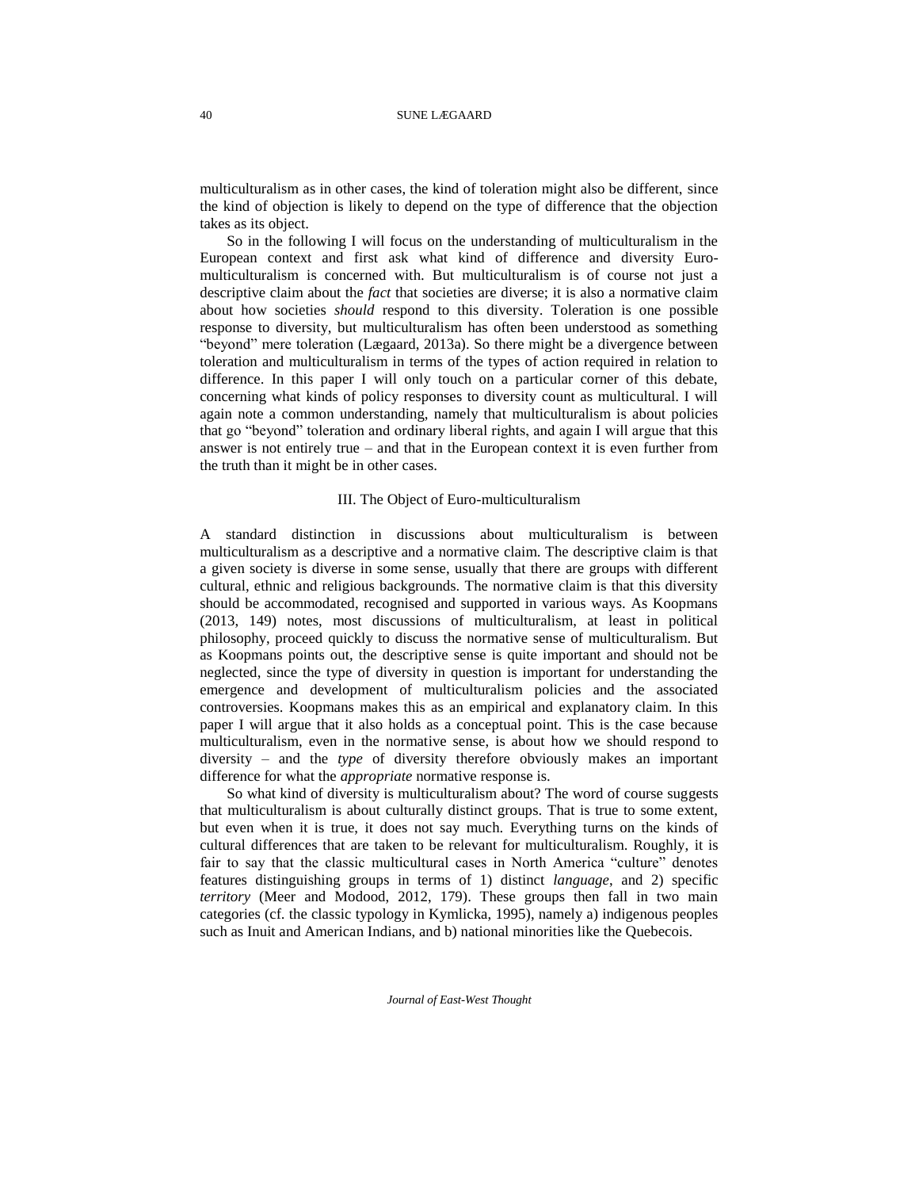multiculturalism as in other cases, the kind of toleration might also be different, since the kind of objection is likely to depend on the type of difference that the objection takes as its object.

So in the following I will focus on the understanding of multiculturalism in the European context and first ask what kind of difference and diversity Euro-multiculturalism is concerned with. But multiculturalism is of course not just a descriptive claim about the *fact* that societies are diverse; it is also a normative claim about how societies *should* respond to this diversity. Toleration is one possible response to diversity, but multiculturalism has often been understood as something "beyond" mere toleration (Lægaard, 2013a). So there might be a divergence between toleration and multiculturalism in terms of the types of action required in relation to difference. In this paper I will only touch on a particular corner of this debate, concerning what kinds of policy responses to diversity count as multicultural. I will again note a common understanding, namely that multiculturalism is about policies that go "beyond" toleration and ordinary liberal rights, and again I will argue that this answer is not entirely true – and that in the European context it is even further from the truth than it might be in other cases.

## III. The Object of Euro-multiculturalism

A standard distinction in discussions about multiculturalism is between multiculturalism as a descriptive and a normative claim. The descriptive claim is that a given society is diverse in some sense, usually that there are groups with different cultural, ethnic and religious backgrounds. The normative claim is that this diversity should be accommodated, recognised and supported in various ways. As Koopmans (2013, 149) notes, most discussions of multiculturalism, at least in political philosophy, proceed quickly to discuss the normative sense of multiculturalism. But as Koopmans points out, the descriptive sense is quite important and should not be neglected, since the type of diversity in question is important for understanding the emergence and development of multiculturalism policies and the associated controversies. Koopmans makes this as an empirical and explanatory claim. In this paper I will argue that it also holds as a conceptual point. This is the case because multiculturalism, even in the normative sense, is about how we should respond to diversity – and the *type* of diversity therefore obviously makes an important difference for what the *appropriate* normative response is.

So what kind of diversity is multiculturalism about? The word of course suggests that multiculturalism is about culturally distinct groups. That is true to some extent, but even when it is true, it does not say much. Everything turns on the kinds of cultural differences that are taken to be relevant for multiculturalism. Roughly, it is fair to say that the classic multicultural cases in North America "culture" denotes features distinguishing groups in terms of 1) distinct *language*, and 2) specific *territory* (Meer and Modood, 2012, 179). These groups then fall in two main categories (cf. the classic typology in Kymlicka, 1995), namely a) indigenous peoples such as Inuit and American Indians, and b) national minorities like the Quebecois.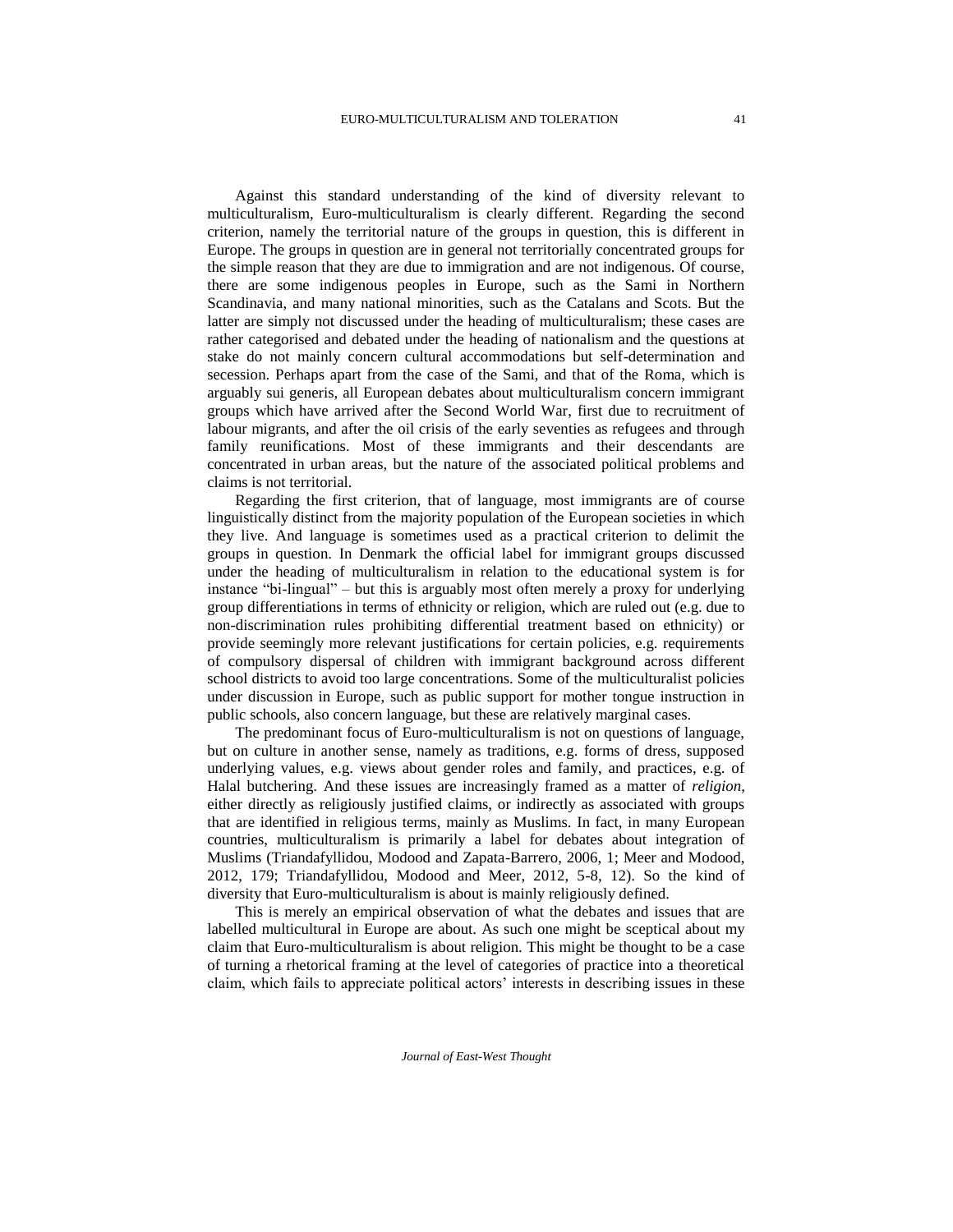Against this standard understanding of the kind of diversity relevant to multiculturalism, Euro-multiculturalism is clearly different. Regarding the second criterion, namely the territorial nature of the groups in question, this is different in Europe. The groups in question are in general not territorially concentrated groups for the simple reason that they are due to immigration and are not indigenous. Of course, there are some indigenous peoples in Europe, such as the Sami in Northern Scandinavia, and many national minorities, such as the Catalans and Scots. But the latter are simply not discussed under the heading of multiculturalism; these cases are rather categorised and debated under the heading of nationalism and the questions at stake do not mainly concern cultural accommodations but self-determination and secession. Perhaps apart from the case of the Sami, and that of the Roma, which is arguably sui generis, all European debates about multiculturalism concern immigrant groups which have arrived after the Second World War, first due to recruitment of labour migrants, and after the oil crisis of the early seventies as refugees and through family reunifications. Most of these immigrants and their descendants are concentrated in urban areas, but the nature of the associated political problems and claims is not territorial.

Regarding the first criterion, that of language, most immigrants are of course linguistically distinct from the majority population of the European societies in which they live. And language is sometimes used as a practical criterion to delimit the groups in question. In Denmark the official label for immigrant groups discussed under the heading of multiculturalism in relation to the educational system is for instance "bi-lingual" – but this is arguably most often merely a proxy for underlying group differentiations in terms of ethnicity or religion, which are ruled out (e.g. due to non-discrimination rules prohibiting differential treatment based on ethnicity) or provide seemingly more relevant justifications for certain policies, e.g. requirements of compulsory dispersal of children with immigrant background across different school districts to avoid too large concentrations. Some of the multiculturalist policies under discussion in Europe, such as public support for mother tongue instruction in public schools, also concern language, but these are relatively marginal cases.

The predominant focus of Euro-multiculturalism is not on questions of language, but on culture in another sense, namely as traditions, e.g. forms of dress, supposed underlying values, e.g. views about gender roles and family, and practices, e.g. of Halal butchering. And these issues are increasingly framed as a matter of *religion*, either directly as religiously justified claims, or indirectly as associated with groups that are identified in religious terms, mainly as Muslims. In fact, in many European countries, multiculturalism is primarily a label for debates about integration of Muslims (Triandafyllidou, Modood and Zapata-Barrero, 2006, 1; Meer and Modood, 2012, 179; Triandafyllidou, Modood and Meer, 2012, 5-8, 12). So the kind of diversity that Euro-multiculturalism is about is mainly religiously defined.

This is merely an empirical observation of what the debates and issues that are labelled multicultural in Europe are about. As such one might be sceptical about my claim that Euro-multiculturalism is about religion. This might be thought to be a case of turning a rhetorical framing at the level of categories of practice into a theoretical claim, which fails to appreciate political actors' interests in describing issues in these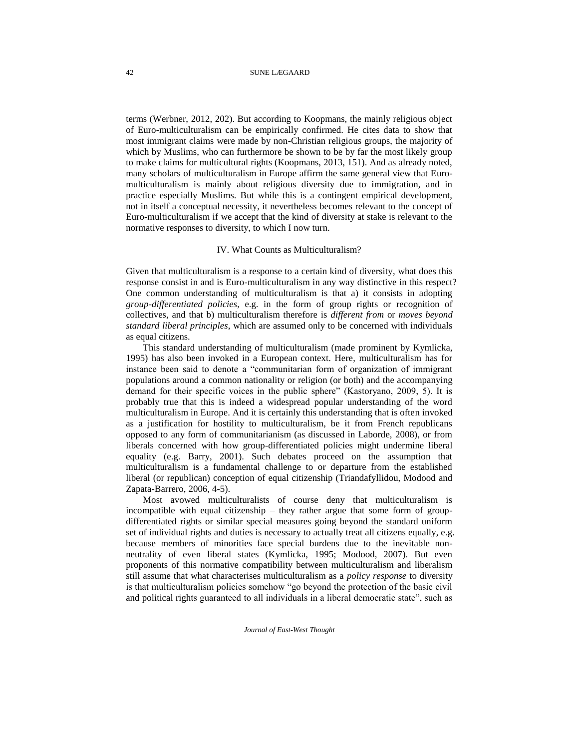terms (Werbner, 2012, 202). But according to Koopmans, the mainly religious object of Euro-multiculturalism can be empirically confirmed. He cites data to show that most immigrant claims were made by non-Christian religious groups, the majority of which by Muslims, who can furthermore be shown to be by far the most likely group to make claims for multicultural rights (Koopmans, 2013, 151). And as already noted, many scholars of multiculturalism in Europe affirm the same general view that Euro-multiculturalism is mainly about religious diversity due to immigration, and in practice especially Muslims. But while this is a contingent empirical development, not in itself a conceptual necessity, it nevertheless becomes relevant to the concept of Euro-multiculturalism if we accept that the kind of diversity at stake is relevant to the normative responses to diversity, to which I now turn.

## IV. What Counts as Multiculturalism?

Given that multiculturalism is a response to a certain kind of diversity, what does this response consist in and is Euro-multiculturalism in any way distinctive in this respect? One common understanding of multiculturalism is that a) it consists in adopting *group-differentiated policies*, e.g. in the form of group rights or recognition of collectives, and that b) multiculturalism therefore is *different from* or *moves beyond standard liberal principles*, which are assumed only to be concerned with individuals as equal citizens.

This standard understanding of multiculturalism (made prominent by Kymlicka, 1995) has also been invoked in a European context. Here, multiculturalism has for instance been said to denote a "communitarian form of organization of immigrant populations around a common nationality or religion (or both) and the accompanying demand for their specific voices in the public sphere" (Kastoryano, 2009, 5). It is probably true that this is indeed a widespread popular understanding of the word multiculturalism in Europe. And it is certainly this understanding that is often invoked as a justification for hostility to multiculturalism, be it from French republicans opposed to any form of communitarianism (as discussed in Laborde, 2008), or from liberals concerned with how group-differentiated policies might undermine liberal equality (e.g. Barry, 2001). Such debates proceed on the assumption that multiculturalism is a fundamental challenge to or departure from the established liberal (or republican) conception of equal citizenship (Triandafyllidou, Modood and Zapata-Barrero, 2006, 4-5).

Most avowed multiculturalists of course deny that multiculturalism is incompatible with equal citizenship – they rather argue that some form of group-differentiated rights or similar special measures going beyond the standard uniform set of individual rights and duties is necessary to actually treat all citizens equally, e.g. because members of minorities face special burdens due to the inevitable non-neutrality of even liberal states (Kymlicka, 1995; Modood, 2007). But even proponents of this normative compatibility between multiculturalism and liberalism still assume that what characterises multiculturalism as a *policy response* to diversity is that multiculturalism policies somehow "go beyond the protection of the basic civil and political rights guaranteed to all individuals in a liberal democratic state", such as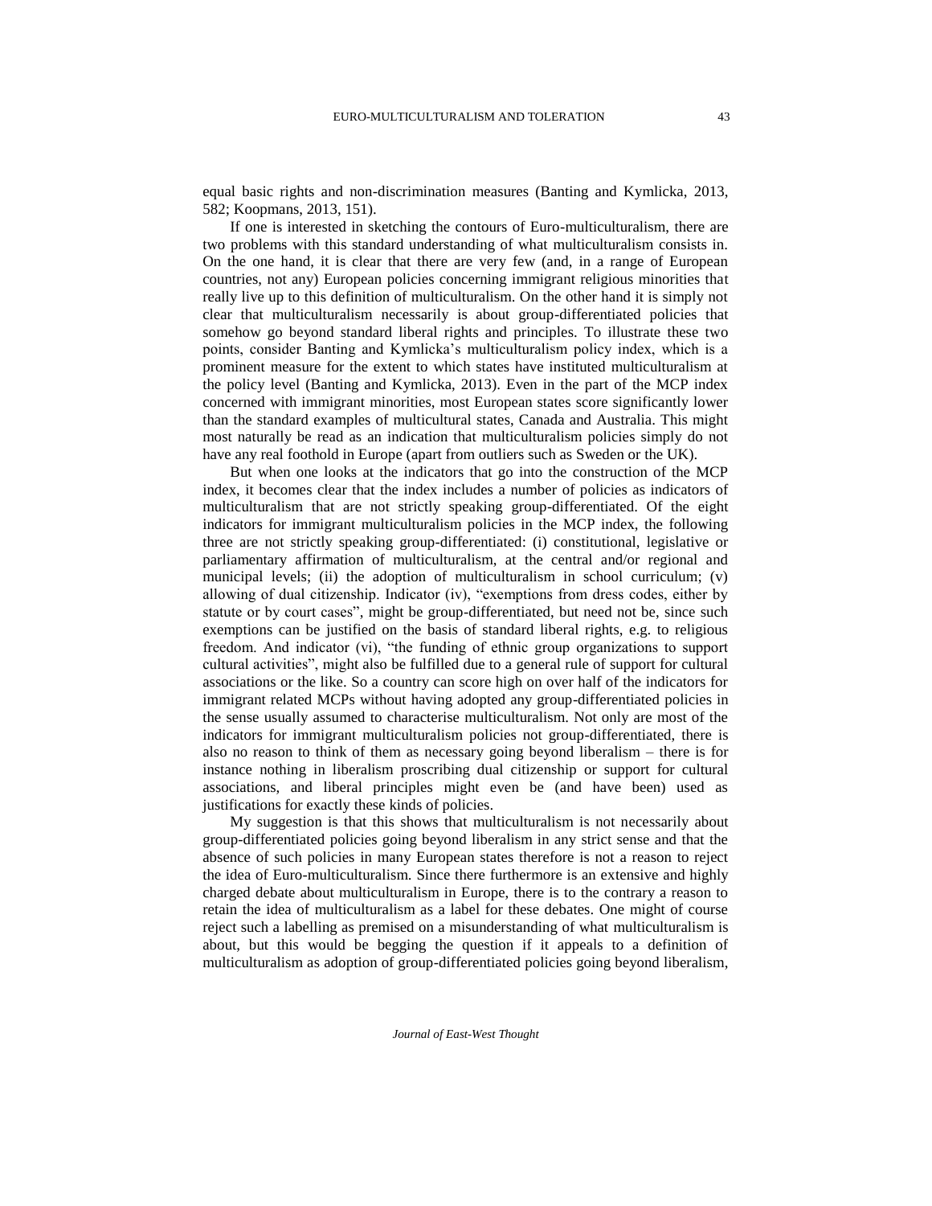equal basic rights and non-discrimination measures (Banting and Kymlicka, 2013, 582; Koopmans, 2013, 151).

If one is interested in sketching the contours of Euro-multiculturalism, there are two problems with this standard understanding of what multiculturalism consists in. On the one hand, it is clear that there are very few (and, in a range of European countries, not any) European policies concerning immigrant religious minorities that really live up to this definition of multiculturalism. On the other hand it is simply not clear that multiculturalism necessarily is about group-differentiated policies that somehow go beyond standard liberal rights and principles. To illustrate these two points, consider Banting and Kymlicka's multiculturalism policy index, which is a prominent measure for the extent to which states have instituted multiculturalism at the policy level (Banting and Kymlicka, 2013). Even in the part of the MCP index concerned with immigrant minorities, most European states score significantly lower than the standard examples of multicultural states, Canada and Australia. This might most naturally be read as an indication that multiculturalism policies simply do not have any real foothold in Europe (apart from outliers such as Sweden or the UK).

But when one looks at the indicators that go into the construction of the MCP index, it becomes clear that the index includes a number of policies as indicators of multiculturalism that are not strictly speaking group-differentiated. Of the eight indicators for immigrant multiculturalism policies in the MCP index, the following three are not strictly speaking group-differentiated: (i) constitutional, legislative or parliamentary affirmation of multiculturalism, at the central and/or regional and municipal levels; (ii) the adoption of multiculturalism in school curriculum; (v) allowing of dual citizenship. Indicator (iv), "exemptions from dress codes, either by statute or by court cases", might be group-differentiated, but need not be, since such exemptions can be justified on the basis of standard liberal rights, e.g. to religious freedom. And indicator (vi), "the funding of ethnic group organizations to support cultural activities", might also be fulfilled due to a general rule of support for cultural associations or the like. So a country can score high on over half of the indicators for immigrant related MCPs without having adopted any group-differentiated policies in the sense usually assumed to characterise multiculturalism. Not only are most of the indicators for immigrant multiculturalism policies not group-differentiated, there is also no reason to think of them as necessary going beyond liberalism – there is for instance nothing in liberalism proscribing dual citizenship or support for cultural associations, and liberal principles might even be (and have been) used as justifications for exactly these kinds of policies.

My suggestion is that this shows that multiculturalism is not necessarily about group-differentiated policies going beyond liberalism in any strict sense and that the absence of such policies in many European states therefore is not a reason to reject the idea of Euro-multiculturalism. Since there furthermore is an extensive and highly charged debate about multiculturalism in Europe, there is to the contrary a reason to retain the idea of multiculturalism as a label for these debates. One might of course reject such a labelling as premised on a misunderstanding of what multiculturalism is about, but this would be begging the question if it appeals to a definition of multiculturalism as adoption of group-differentiated policies going beyond liberalism,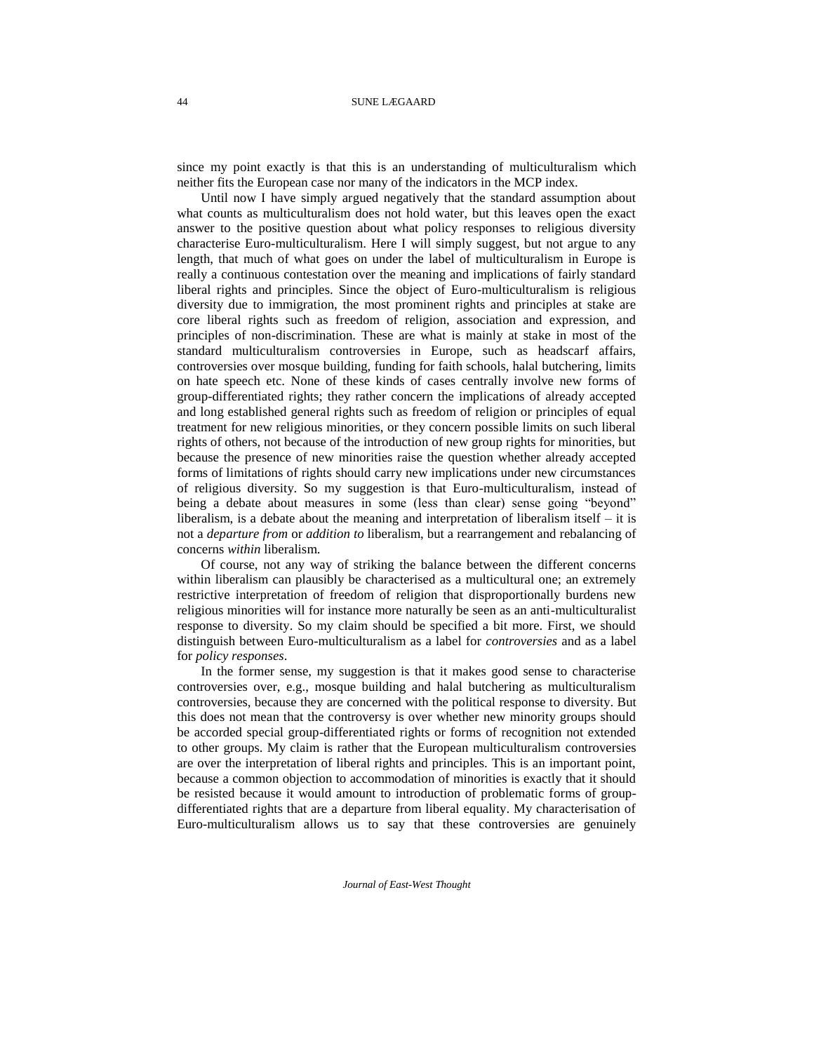since my point exactly is that this is an understanding of multiculturalism which neither fits the European case nor many of the indicators in the MCP index.

Until now I have simply argued negatively that the standard assumption about what counts as multiculturalism does not hold water, but this leaves open the exact answer to the positive question about what policy responses to religious diversity characterise Euro-multiculturalism. Here I will simply suggest, but not argue to any length, that much of what goes on under the label of multiculturalism in Europe is really a continuous contestation over the meaning and implications of fairly standard liberal rights and principles. Since the object of Euro-multiculturalism is religious diversity due to immigration, the most prominent rights and principles at stake are core liberal rights such as freedom of religion, association and expression, and principles of non-discrimination. These are what is mainly at stake in most of the standard multiculturalism controversies in Europe, such as headscarf affairs, controversies over mosque building, funding for faith schools, halal butchering, limits on hate speech etc. None of these kinds of cases centrally involve new forms of group-differentiated rights; they rather concern the implications of already accepted and long established general rights such as freedom of religion or principles of equal treatment for new religious minorities, or they concern possible limits on such liberal rights of others, not because of the introduction of new group rights for minorities, but because the presence of new minorities raise the question whether already accepted forms of limitations of rights should carry new implications under new circumstances of religious diversity. So my suggestion is that Euro-multiculturalism, instead of being a debate about measures in some (less than clear) sense going "beyond" liberalism, is a debate about the meaning and interpretation of liberalism itself – it is not a *departure from* or *addition to* liberalism, but a rearrangement and rebalancing of concerns *within* liberalism.

Of course, not any way of striking the balance between the different concerns within liberalism can plausibly be characterised as a multicultural one; an extremely restrictive interpretation of freedom of religion that disproportionally burdens new religious minorities will for instance more naturally be seen as an anti-multiculturalist response to diversity. So my claim should be specified a bit more. First, we should distinguish between Euro-multiculturalism as a label for *controversies* and as a label for *policy responses*.

In the former sense, my suggestion is that it makes good sense to characterise controversies over, e.g., mosque building and halal butchering as multiculturalism controversies, because they are concerned with the political response to diversity. But this does not mean that the controversy is over whether new minority groups should be accorded special group-differentiated rights or forms of recognition not extended to other groups. My claim is rather that the European multiculturalism controversies are over the interpretation of liberal rights and principles. This is an important point, because a common objection to accommodation of minorities is exactly that it should be resisted because it would amount to introduction of problematic forms of group-differentiated rights that are a departure from liberal equality. My characterisation of Euro-multiculturalism allows us to say that these controversies are genuinely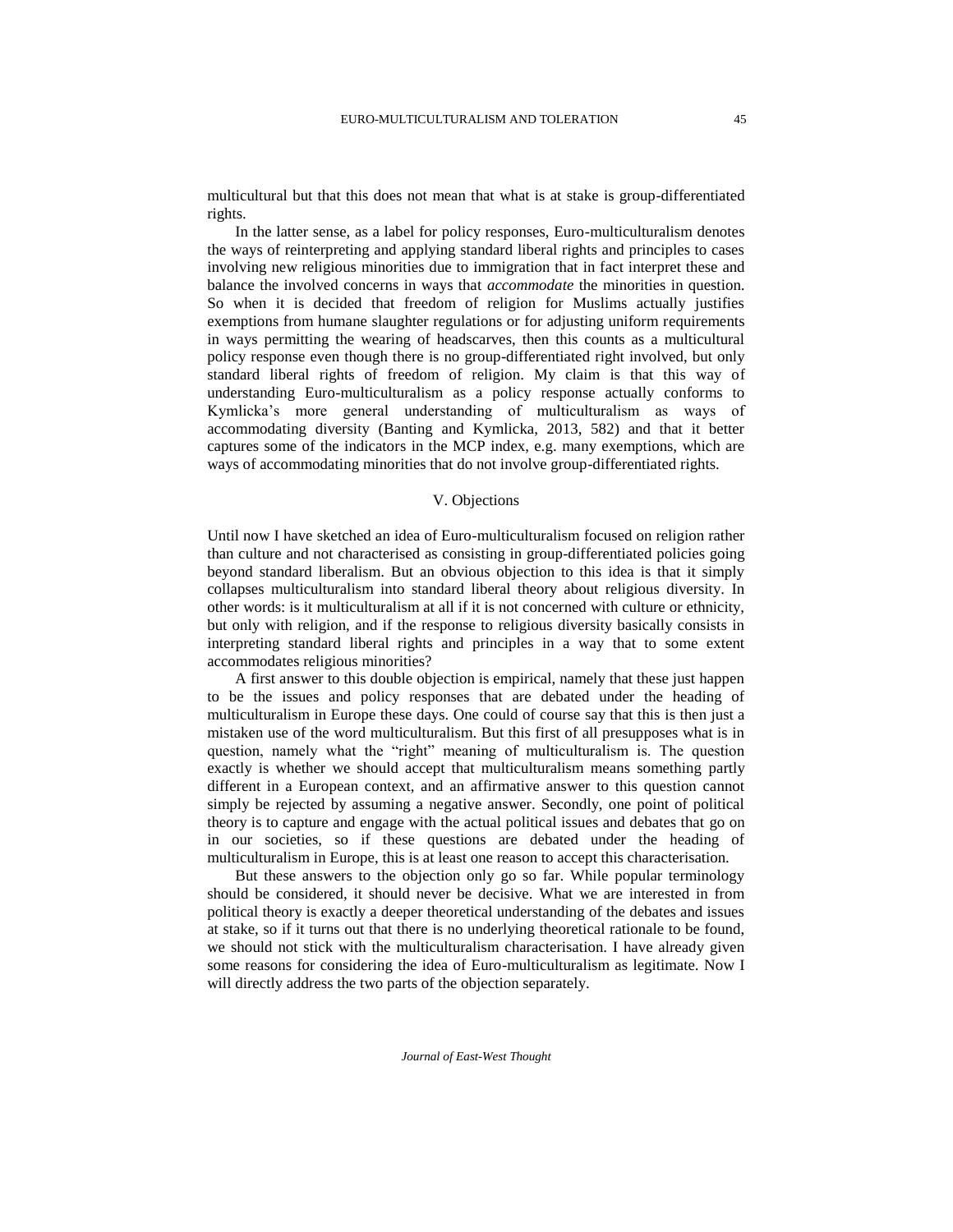multicultural but that this does not mean that what is at stake is group-differentiated rights.

In the latter sense, as a label for policy responses, Euro-multiculturalism denotes the ways of reinterpreting and applying standard liberal rights and principles to cases involving new religious minorities due to immigration that in fact interpret these and balance the involved concerns in ways that *accommodate* the minorities in question. So when it is decided that freedom of religion for Muslims actually justifies exemptions from humane slaughter regulations or for adjusting uniform requirements in ways permitting the wearing of headscarves, then this counts as a multicultural policy response even though there is no group-differentiated right involved, but only standard liberal rights of freedom of religion. My claim is that this way of understanding Euro-multiculturalism as a policy response actually conforms to Kymlicka's more general understanding of multiculturalism as ways of accommodating diversity (Banting and Kymlicka, 2013, 582) and that it better captures some of the indicators in the MCP index, e.g. many exemptions, which are ways of accommodating minorities that do not involve group-differentiated rights.

## V. Objections

Until now I have sketched an idea of Euro-multiculturalism focused on religion rather than culture and not characterised as consisting in group-differentiated policies going beyond standard liberalism. But an obvious objection to this idea is that it simply collapses multiculturalism into standard liberal theory about religious diversity. In other words: is it multiculturalism at all if it is not concerned with culture or ethnicity, but only with religion, and if the response to religious diversity basically consists in interpreting standard liberal rights and principles in a way that to some extent accommodates religious minorities?

A first answer to this double objection is empirical, namely that these just happen to be the issues and policy responses that are debated under the heading of multiculturalism in Europe these days. One could of course say that this is then just a mistaken use of the word multiculturalism. But this first of all presupposes what is in question, namely what the "right" meaning of multiculturalism is. The question exactly is whether we should accept that multiculturalism means something partly different in a European context, and an affirmative answer to this question cannot simply be rejected by assuming a negative answer. Secondly, one point of political theory is to capture and engage with the actual political issues and debates that go on in our societies, so if these questions are debated under the heading of multiculturalism in Europe, this is at least one reason to accept this characterisation.

But these answers to the objection only go so far. While popular terminology should be considered, it should never be decisive. What we are interested in from political theory is exactly a deeper theoretical understanding of the debates and issues at stake, so if it turns out that there is no underlying theoretical rationale to be found, we should not stick with the multiculturalism characterisation. I have already given some reasons for considering the idea of Euro-multiculturalism as legitimate. Now I will directly address the two parts of the objection separately.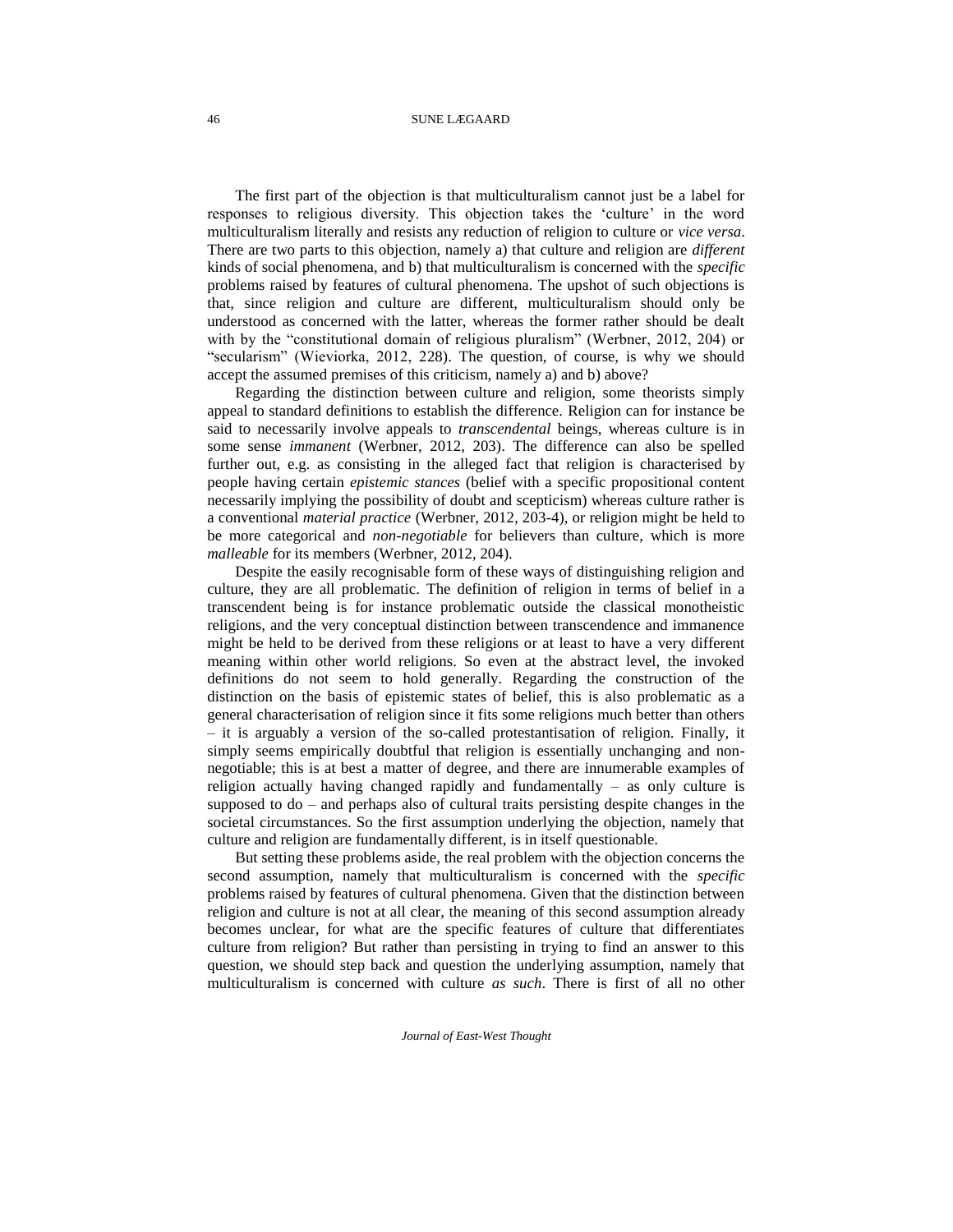The first part of the objection is that multiculturalism cannot just be a label for responses to religious diversity. This objection takes the 'culture' in the word multiculturalism literally and resists any reduction of religion to culture or *vice versa*. There are two parts to this objection, namely a) that culture and religion are *different* kinds of social phenomena, and b) that multiculturalism is concerned with the *specific* problems raised by features of cultural phenomena. The upshot of such objections is that, since religion and culture are different, multiculturalism should only be understood as concerned with the latter, whereas the former rather should be dealt with by the "constitutional domain of religious pluralism" (Werbner, 2012, 204) or "secularism" (Wieviorka, 2012, 228). The question, of course, is why we should accept the assumed premises of this criticism, namely a) and b) above?

Regarding the distinction between culture and religion, some theorists simply appeal to standard definitions to establish the difference. Religion can for instance be said to necessarily involve appeals to *transcendental* beings, whereas culture is in some sense *immanent* (Werbner, 2012, 203). The difference can also be spelled further out, e.g. as consisting in the alleged fact that religion is characterised by people having certain *epistemic stances* (belief with a specific propositional content necessarily implying the possibility of doubt and scepticism) whereas culture rather is a conventional *material practice* (Werbner, 2012, 203-4), or religion might be held to be more categorical and *non-negotiable* for believers than culture, which is more *malleable* for its members (Werbner, 2012, 204).

Despite the easily recognisable form of these ways of distinguishing religion and culture, they are all problematic. The definition of religion in terms of belief in a transcendent being is for instance problematic outside the classical monotheistic religions, and the very conceptual distinction between transcendence and immanence might be held to be derived from these religions or at least to have a very different meaning within other world religions. So even at the abstract level, the invoked definitions do not seem to hold generally. Regarding the construction of the distinction on the basis of epistemic states of belief, this is also problematic as a general characterisation of religion since it fits some religions much better than others – it is arguably a version of the so-called protestantisation of religion. Finally, it simply seems empirically doubtful that religion is essentially unchanging and non-negotiable; this is at best a matter of degree, and there are innumerable examples of religion actually having changed rapidly and fundamentally – as only culture is supposed to do – and perhaps also of cultural traits persisting despite changes in the societal circumstances. So the first assumption underlying the objection, namely that culture and religion are fundamentally different, is in itself questionable.

But setting these problems aside, the real problem with the objection concerns the second assumption, namely that multiculturalism is concerned with the *specific* problems raised by features of cultural phenomena. Given that the distinction between religion and culture is not at all clear, the meaning of this second assumption already becomes unclear, for what are the specific features of culture that differentiates culture from religion? But rather than persisting in trying to find an answer to this question, we should step back and question the underlying assumption, namely that multiculturalism is concerned with culture *as such*. There is first of all no other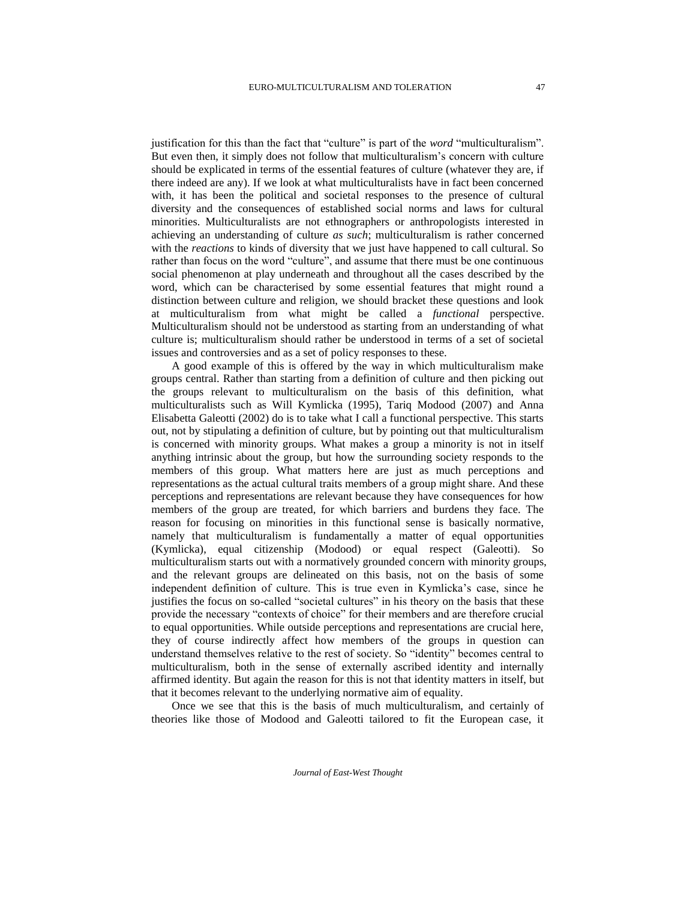justification for this than the fact that "culture" is part of the *word* "multiculturalism". But even then, it simply does not follow that multiculturalism's concern with culture should be explicated in terms of the essential features of culture (whatever they are, if there indeed are any). If we look at what multiculturalists have in fact been concerned with, it has been the political and societal responses to the presence of cultural diversity and the consequences of established social norms and laws for cultural minorities. Multiculturalists are not ethnographers or anthropologists interested in achieving an understanding of culture *as such*; multiculturalism is rather concerned with the *reactions* to kinds of diversity that we just have happened to call cultural. So rather than focus on the word "culture", and assume that there must be one continuous social phenomenon at play underneath and throughout all the cases described by the word, which can be characterised by some essential features that might round a distinction between culture and religion, we should bracket these questions and look at multiculturalism from what might be called a *functional* perspective. Multiculturalism should not be understood as starting from an understanding of what culture is; multiculturalism should rather be understood in terms of a set of societal issues and controversies and as a set of policy responses to these.

A good example of this is offered by the way in which multiculturalism make groups central. Rather than starting from a definition of culture and then picking out the groups relevant to multiculturalism on the basis of this definition, what multiculturalists such as Will Kymlicka (1995), Tariq Modood (2007) and Anna Elisabetta Galeotti (2002) do is to take what I call a functional perspective. This starts out, not by stipulating a definition of culture, but by pointing out that multiculturalism is concerned with minority groups. What makes a group a minority is not in itself anything intrinsic about the group, but how the surrounding society responds to the members of this group. What matters here are just as much perceptions and representations as the actual cultural traits members of a group might share. And these perceptions and representations are relevant because they have consequences for how members of the group are treated, for which barriers and burdens they face. The reason for focusing on minorities in this functional sense is basically normative, namely that multiculturalism is fundamentally a matter of equal opportunities (Kymlicka), equal citizenship (Modood) or equal respect (Galeotti). So multiculturalism starts out with a normatively grounded concern with minority groups, and the relevant groups are delineated on this basis, not on the basis of some independent definition of culture. This is true even in Kymlicka's case, since he justifies the focus on so-called "societal cultures" in his theory on the basis that these provide the necessary "contexts of choice" for their members and are therefore crucial to equal opportunities. While outside perceptions and representations are crucial here, they of course indirectly affect how members of the groups in question can understand themselves relative to the rest of society. So "identity" becomes central to multiculturalism, both in the sense of externally ascribed identity and internally affirmed identity. But again the reason for this is not that identity matters in itself, but that it becomes relevant to the underlying normative aim of equality.

Once we see that this is the basis of much multiculturalism, and certainly of theories like those of Modood and Galeotti tailored to fit the European case, it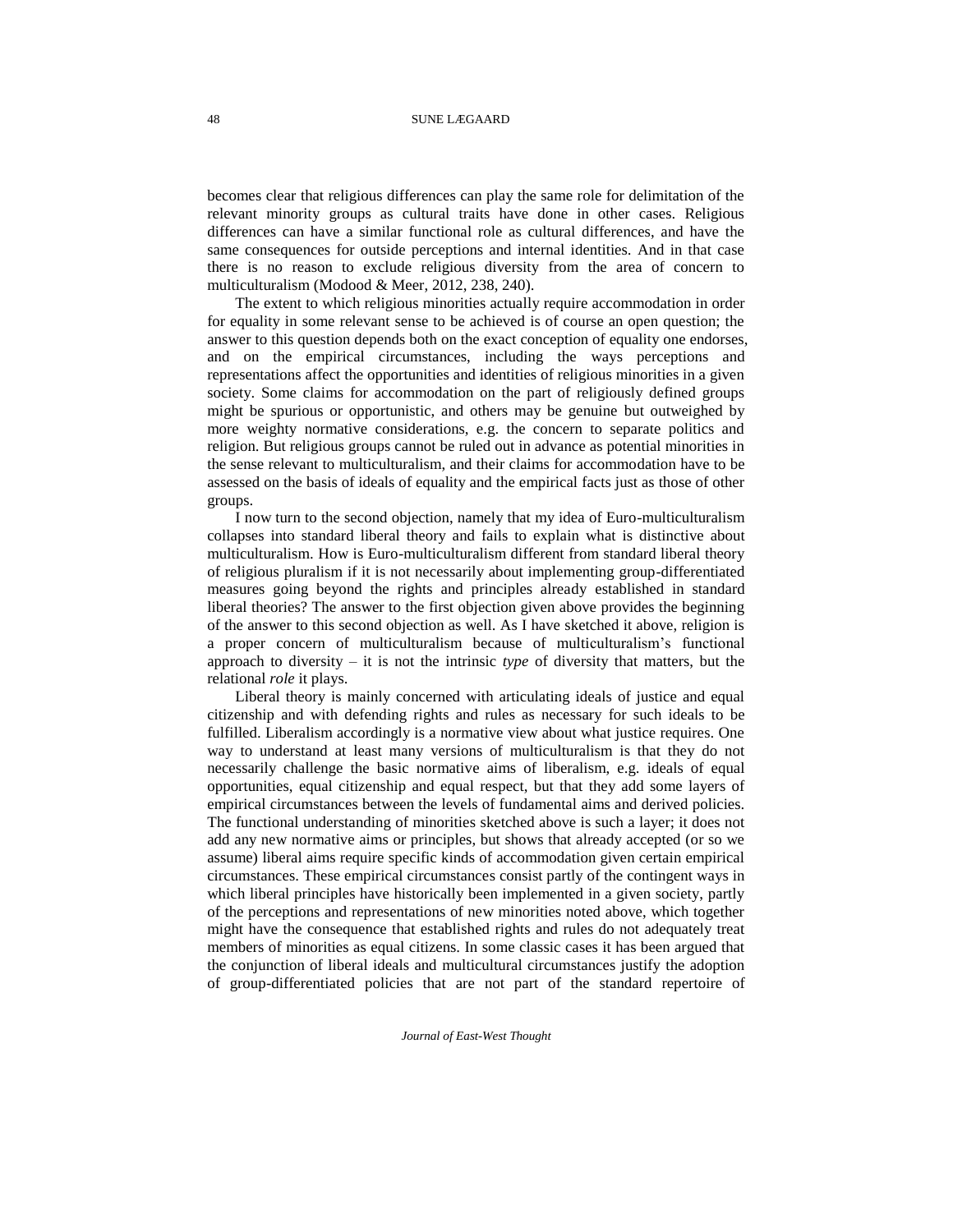becomes clear that religious differences can play the same role for delimitation of the relevant minority groups as cultural traits have done in other cases. Religious differences can have a similar functional role as cultural differences, and have the same consequences for outside perceptions and internal identities. And in that case there is no reason to exclude religious diversity from the area of concern to multiculturalism (Modood & Meer, 2012, 238, 240).

The extent to which religious minorities actually require accommodation in order for equality in some relevant sense to be achieved is of course an open question; the answer to this question depends both on the exact conception of equality one endorses, and on the empirical circumstances, including the ways perceptions and representations affect the opportunities and identities of religious minorities in a given society. Some claims for accommodation on the part of religiously defined groups might be spurious or opportunistic, and others may be genuine but outweighed by more weighty normative considerations, e.g. the concern to separate politics and religion. But religious groups cannot be ruled out in advance as potential minorities in the sense relevant to multiculturalism, and their claims for accommodation have to be assessed on the basis of ideals of equality and the empirical facts just as those of other groups.

I now turn to the second objection, namely that my idea of Euro-multiculturalism collapses into standard liberal theory and fails to explain what is distinctive about multiculturalism. How is Euro-multiculturalism different from standard liberal theory of religious pluralism if it is not necessarily about implementing group-differentiated measures going beyond the rights and principles already established in standard liberal theories? The answer to the first objection given above provides the beginning of the answer to this second objection as well. As I have sketched it above, religion is a proper concern of multiculturalism because of multiculturalism's functional approach to diversity – it is not the intrinsic *type* of diversity that matters, but the relational *role* it plays.

Liberal theory is mainly concerned with articulating ideals of justice and equal citizenship and with defending rights and rules as necessary for such ideals to be fulfilled. Liberalism accordingly is a normative view about what justice requires. One way to understand at least many versions of multiculturalism is that they do not necessarily challenge the basic normative aims of liberalism, e.g. ideals of equal opportunities, equal citizenship and equal respect, but that they add some layers of empirical circumstances between the levels of fundamental aims and derived policies. The functional understanding of minorities sketched above is such a layer; it does not add any new normative aims or principles, but shows that already accepted (or so we assume) liberal aims require specific kinds of accommodation given certain empirical circumstances. These empirical circumstances consist partly of the contingent ways in which liberal principles have historically been implemented in a given society, partly of the perceptions and representations of new minorities noted above, which together might have the consequence that established rights and rules do not adequately treat members of minorities as equal citizens. In some classic cases it has been argued that the conjunction of liberal ideals and multicultural circumstances justify the adoption of group-differentiated policies that are not part of the standard repertoire of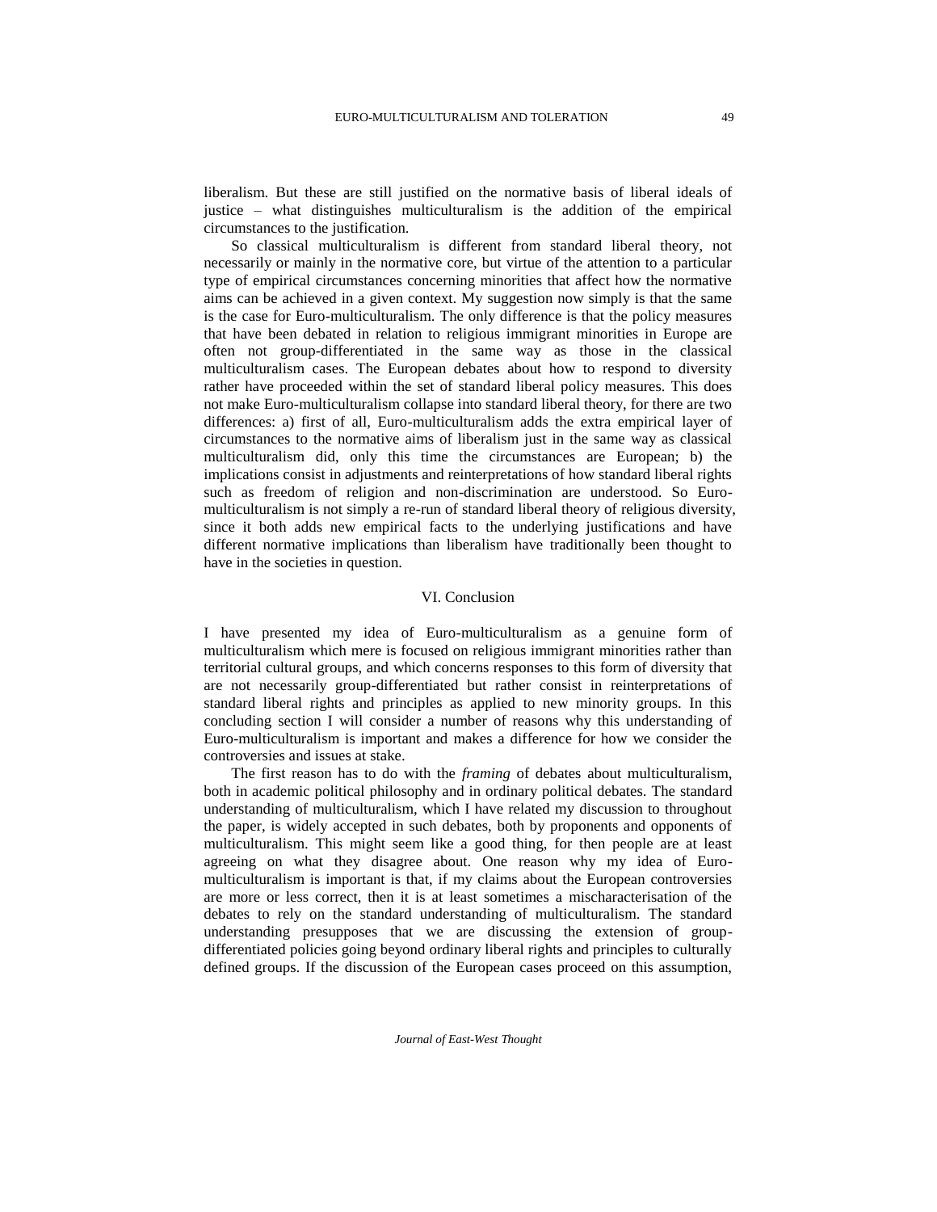liberalism. But these are still justified on the normative basis of liberal ideals of justice – what distinguishes multiculturalism is the addition of the empirical circumstances to the justification.

So classical multiculturalism is different from standard liberal theory, not necessarily or mainly in the normative core, but virtue of the attention to a particular type of empirical circumstances concerning minorities that affect how the normative aims can be achieved in a given context. My suggestion now simply is that the same is the case for Euro-multiculturalism. The only difference is that the policy measures that have been debated in relation to religious immigrant minorities in Europe are often not group-differentiated in the same way as those in the classical multiculturalism cases. The European debates about how to respond to diversity rather have proceeded within the set of standard liberal policy measures. This does not make Euro-multiculturalism collapse into standard liberal theory, for there are two differences: a) first of all, Euro-multiculturalism adds the extra empirical layer of circumstances to the normative aims of liberalism just in the same way as classical multiculturalism did, only this time the circumstances are European; b) the implications consist in adjustments and reinterpretations of how standard liberal rights such as freedom of religion and non-discrimination are understood. So Euro-multiculturalism is not simply a re-run of standard liberal theory of religious diversity, since it both adds new empirical facts to the underlying justifications and have different normative implications than liberalism have traditionally been thought to have in the societies in question.

## VI. Conclusion

I have presented my idea of Euro-multiculturalism as a genuine form of multiculturalism which mere is focused on religious immigrant minorities rather than territorial cultural groups, and which concerns responses to this form of diversity that are not necessarily group-differentiated but rather consist in reinterpretations of standard liberal rights and principles as applied to new minority groups. In this concluding section I will consider a number of reasons why this understanding of Euro-multiculturalism is important and makes a difference for how we consider the controversies and issues at stake.

The first reason has to do with the *framing* of debates about multiculturalism, both in academic political philosophy and in ordinary political debates. The standard understanding of multiculturalism, which I have related my discussion to throughout the paper, is widely accepted in such debates, both by proponents and opponents of multiculturalism. This might seem like a good thing, for then people are at least agreeing on what they disagree about. One reason why my idea of Euro-multiculturalism is important is that, if my claims about the European controversies are more or less correct, then it is at least sometimes a mischaracterisation of the debates to rely on the standard understanding of multiculturalism. The standard understanding presupposes that we are discussing the extension of group-differentiated policies going beyond ordinary liberal rights and principles to culturally defined groups. If the discussion of the European cases proceed on this assumption,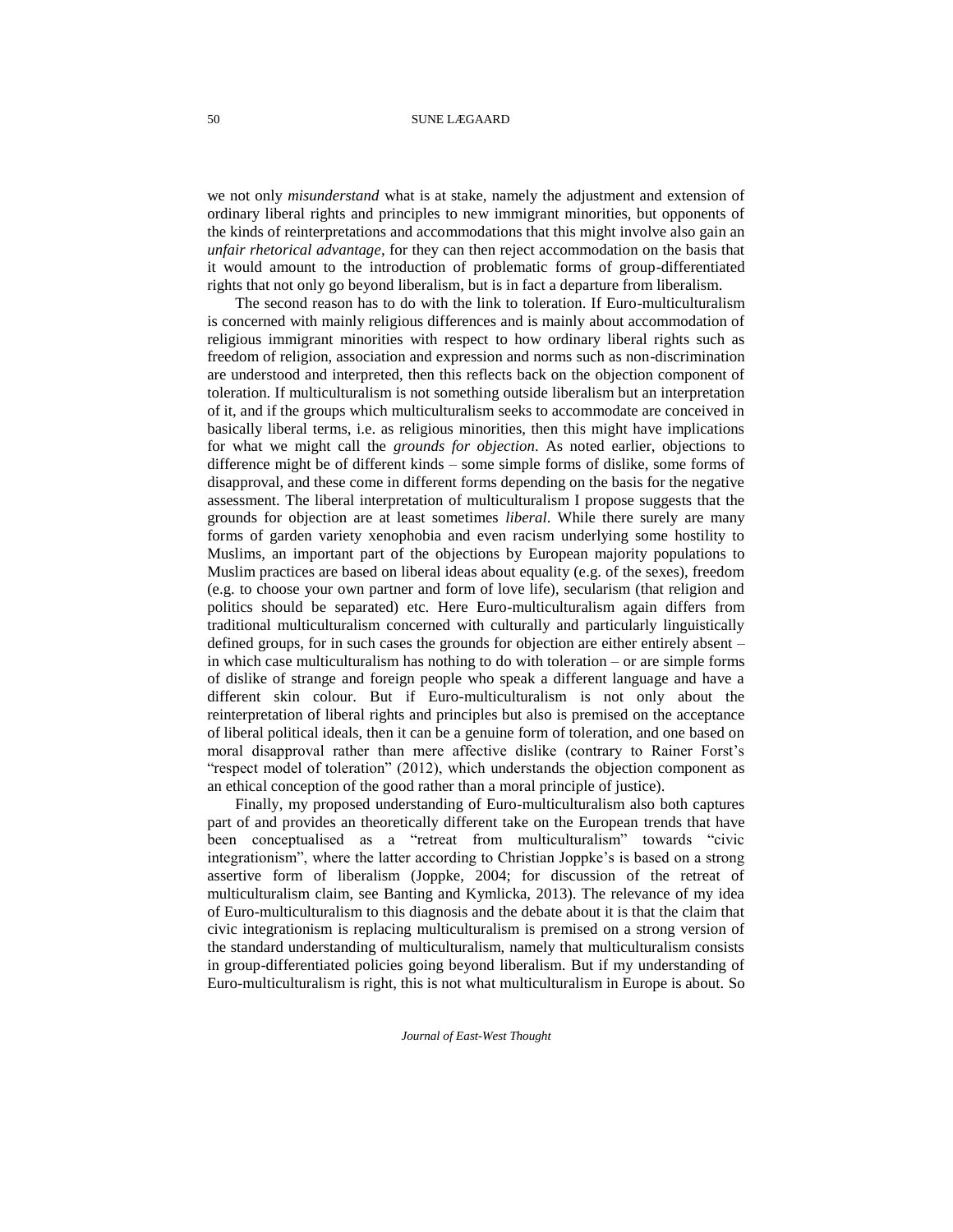we not only *misunderstand* what is at stake, namely the adjustment and extension of ordinary liberal rights and principles to new immigrant minorities, but opponents of the kinds of reinterpretations and accommodations that this might involve also gain an *unfair rhetorical advantage*, for they can then reject accommodation on the basis that it would amount to the introduction of problematic forms of group-differentiated rights that not only go beyond liberalism, but is in fact a departure from liberalism.

The second reason has to do with the link to toleration. If Euro-multiculturalism is concerned with mainly religious differences and is mainly about accommodation of religious immigrant minorities with respect to how ordinary liberal rights such as freedom of religion, association and expression and norms such as non-discrimination are understood and interpreted, then this reflects back on the objection component of toleration. If multiculturalism is not something outside liberalism but an interpretation of it, and if the groups which multiculturalism seeks to accommodate are conceived in basically liberal terms, i.e. as religious minorities, then this might have implications for what we might call the *grounds for objection*. As noted earlier, objections to difference might be of different kinds – some simple forms of dislike, some forms of disapproval, and these come in different forms depending on the basis for the negative assessment. The liberal interpretation of multiculturalism I propose suggests that the grounds for objection are at least sometimes *liberal*. While there surely are many forms of garden variety xenophobia and even racism underlying some hostility to Muslims, an important part of the objections by European majority populations to Muslim practices are based on liberal ideas about equality (e.g. of the sexes), freedom (e.g. to choose your own partner and form of love life), secularism (that religion and politics should be separated) etc. Here Euro-multiculturalism again differs from traditional multiculturalism concerned with culturally and particularly linguistically defined groups, for in such cases the grounds for objection are either entirely absent – in which case multiculturalism has nothing to do with toleration – or are simple forms of dislike of strange and foreign people who speak a different language and have a different skin colour. But if Euro-multiculturalism is not only about the reinterpretation of liberal rights and principles but also is premised on the acceptance of liberal political ideals, then it can be a genuine form of toleration, and one based on moral disapproval rather than mere affective dislike (contrary to Rainer Forst's "respect model of toleration" (2012), which understands the objection component as an ethical conception of the good rather than a moral principle of justice).

Finally, my proposed understanding of Euro-multiculturalism also both captures part of and provides an theoretically different take on the European trends that have been conceptualised as a "retreat from multiculturalism" towards "civic integrationism", where the latter according to Christian Joppke's is based on a strong assertive form of liberalism (Joppke, 2004; for discussion of the retreat of multiculturalism claim, see Banting and Kymlicka, 2013). The relevance of my idea of Euro-multiculturalism to this diagnosis and the debate about it is that the claim that civic integrationism is replacing multiculturalism is premised on a strong version of the standard understanding of multiculturalism, namely that multiculturalism consists in group-differentiated policies going beyond liberalism. But if my understanding of Euro-multiculturalism is right, this is not what multiculturalism in Europe is about. So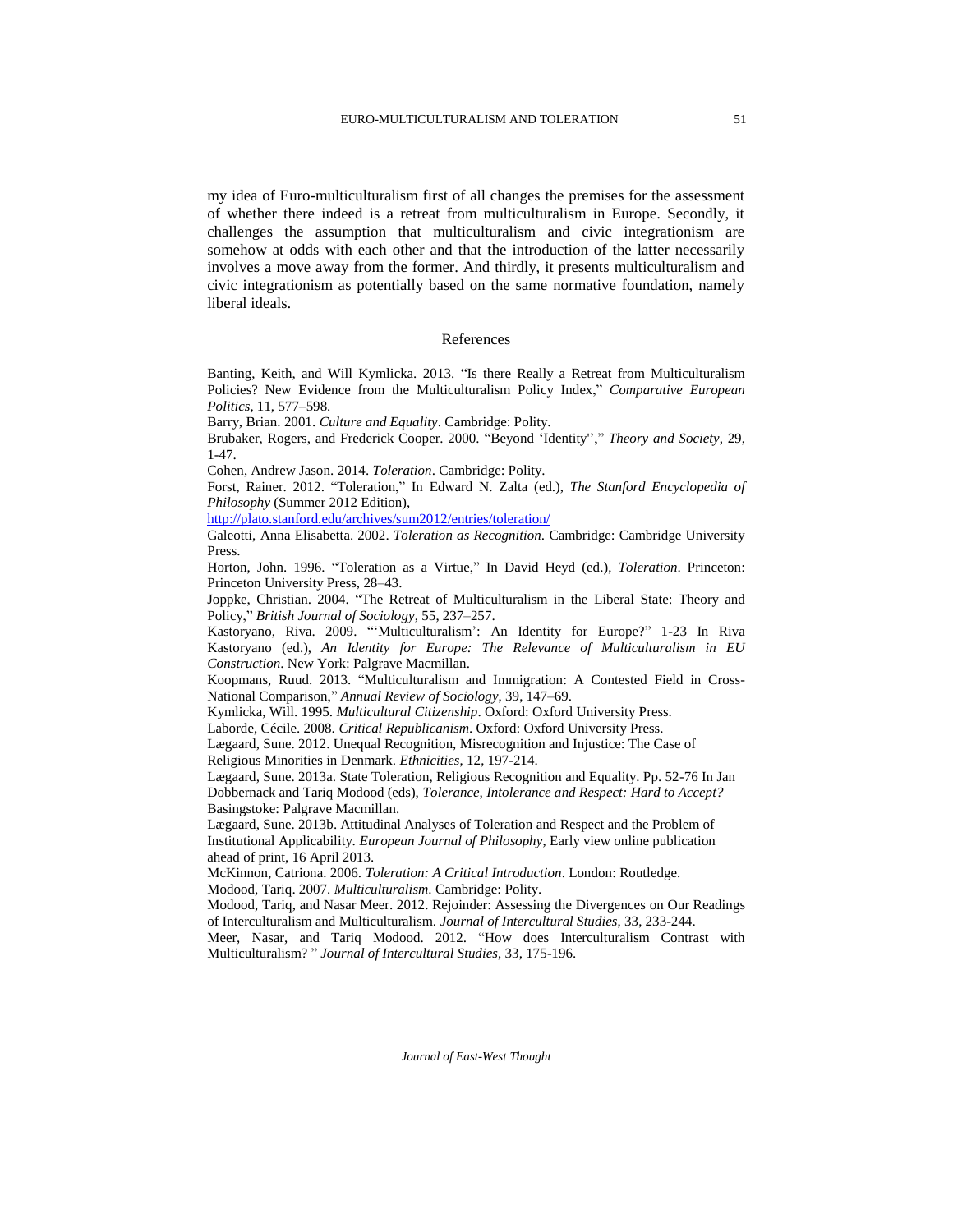my idea of Euro-multiculturalism first of all changes the premises for the assessment of whether there indeed is a retreat from multiculturalism in Europe. Secondly, it challenges the assumption that multiculturalism and civic integrationism are somehow at odds with each other and that the introduction of the latter necessarily involves a move away from the former. And thirdly, it presents multiculturalism and civic integrationism as potentially based on the same normative foundation, namely liberal ideals.

## References

Banting, Keith, and Will Kymlicka. 2013. "Is there Really a Retreat from Multiculturalism Policies? New Evidence from the Multiculturalism Policy Index," *Comparative European Politics*, 11, 577–598.

Barry, Brian. 2001. *Culture and Equality*. Cambridge: Polity.

Brubaker, Rogers, and Frederick Cooper. 2000. "Beyond 'Identity''," *Theory and Society*, 29, 1-47.

Cohen, Andrew Jason. 2014. *Toleration*. Cambridge: Polity.

Forst, Rainer. 2012. "Toleration," In Edward N. Zalta (ed.), *The Stanford Encyclopedia of Philosophy* (Summer 2012 Edition), http://plato.stanford.edu/archives/sum2012/entries/toleration/

Galeotti, Anna Elisabetta. 2002. *Toleration as Recognition*. Cambridge: Cambridge University Press.

Horton, John. 1996. "Toleration as a Virtue," In David Heyd (ed.), *Toleration*. Princeton: Princeton University Press, 28–43.

Joppke, Christian. 2004. "The Retreat of Multiculturalism in the Liberal State: Theory and Policy," *British Journal of Sociology*, 55, 237–257.

Kastoryano, Riva. 2009. "'Multiculturalism': An Identity for Europe?" 1-23 In Riva Kastoryano (ed.), *An Identity for Europe: The Relevance of Multiculturalism in EU Construction*. New York: Palgrave Macmillan.

Koopmans, Ruud. 2013. "Multiculturalism and Immigration: A Contested Field in Cross-National Comparison," *Annual Review of Sociology*, 39, 147–69.

Kymlicka, Will. 1995. *Multicultural Citizenship*. Oxford: Oxford University Press.

Laborde, Cécile. 2008. *Critical Republicanism*. Oxford: Oxford University Press.

Lægaard, Sune. 2012. Unequal Recognition, Misrecognition and Injustice: The Case of Religious Minorities in Denmark. *Ethnicities*, 12, 197-214.

Lægaard, Sune. 2013a. State Toleration, Religious Recognition and Equality. Pp. 52-76 In Jan Dobbernack and Tariq Modood (eds), *Tolerance, Intolerance and Respect: Hard to Accept?* Basingstoke: Palgrave Macmillan.

Lægaard, Sune. 2013b. Attitudinal Analyses of Toleration and Respect and the Problem of Institutional Applicability. *European Journal of Philosophy*, Early view online publication ahead of print, 16 April 2013.

McKinnon, Catriona. 2006. *Toleration: A Critical Introduction*. London: Routledge.

Modood, Tariq. 2007. *Multiculturalism*. Cambridge: Polity.

Modood, Tariq, and Nasar Meer. 2012. Rejoinder: Assessing the Divergences on Our Readings of Interculturalism and Multiculturalism. *Journal of Intercultural Studies*, 33, 233-244.

Meer, Nasar, and Tariq Modood. 2012. "How does Interculturalism Contrast with Multiculturalism? " *Journal of Intercultural Studies*, 33, 175-196.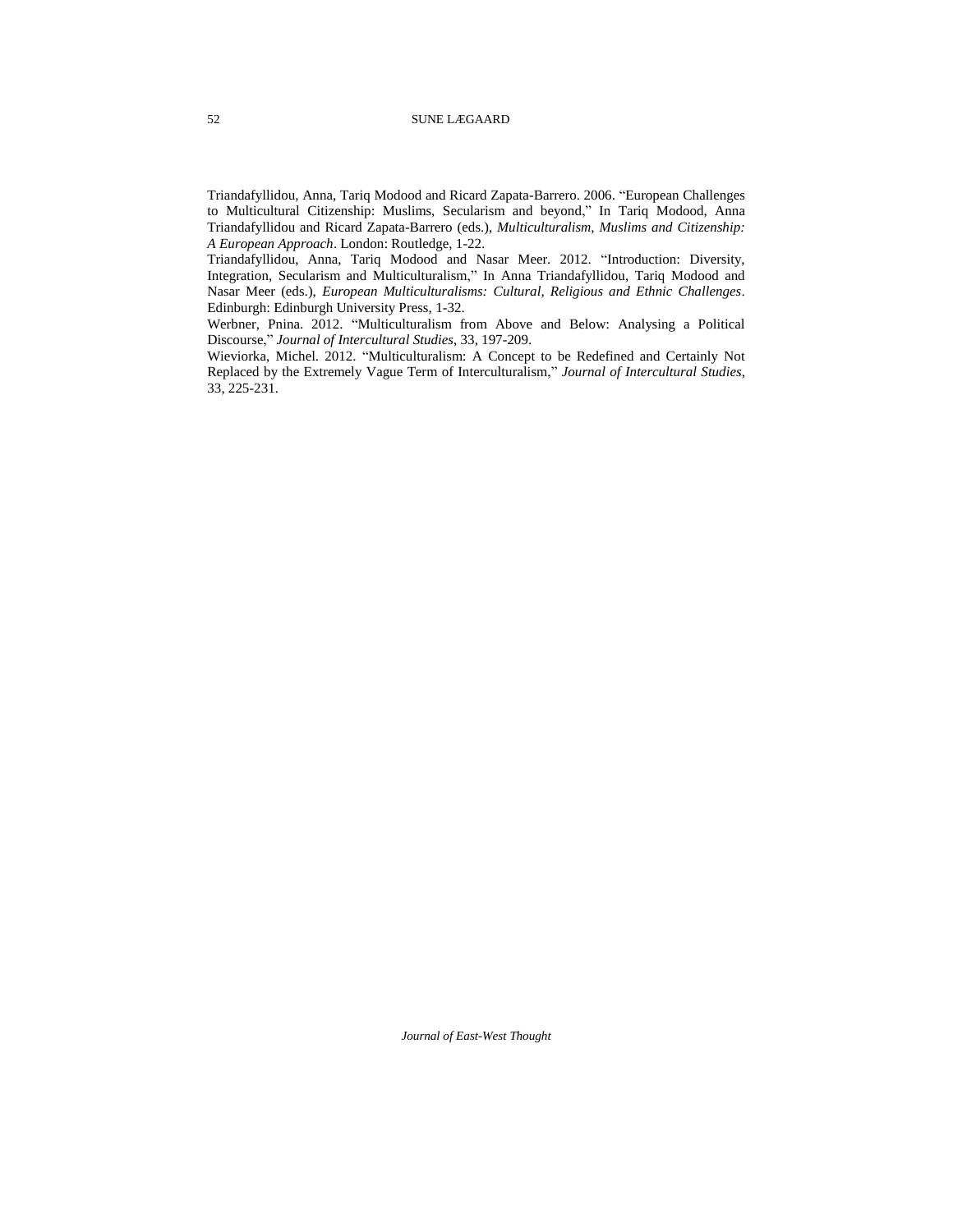Triandafyllidou, Anna, Tariq Modood and Ricard Zapata-Barrero. 2006. "European Challenges to Multicultural Citizenship: Muslims, Secularism and beyond," In Tariq Modood, Anna Triandafyllidou and Ricard Zapata-Barrero (eds.), *Multiculturalism, Muslims and Citizenship: A European Approach*. London: Routledge, 1-22.

Triandafyllidou, Anna, Tariq Modood and Nasar Meer. 2012. "Introduction: Diversity, Integration, Secularism and Multiculturalism," In Anna Triandafyllidou, Tariq Modood and Nasar Meer (eds.), *European Multiculturalisms: Cultural, Religious and Ethnic Challenges*. Edinburgh: Edinburgh University Press, 1-32.

Werbner, Pnina. 2012. "Multiculturalism from Above and Below: Analysing a Political Discourse," *Journal of Intercultural Studies*, 33, 197-209.

Wieviorka, Michel. 2012. "Multiculturalism: A Concept to be Redefined and Certainly Not Replaced by the Extremely Vague Term of Interculturalism," *Journal of Intercultural Studies*, 33, 225-231.